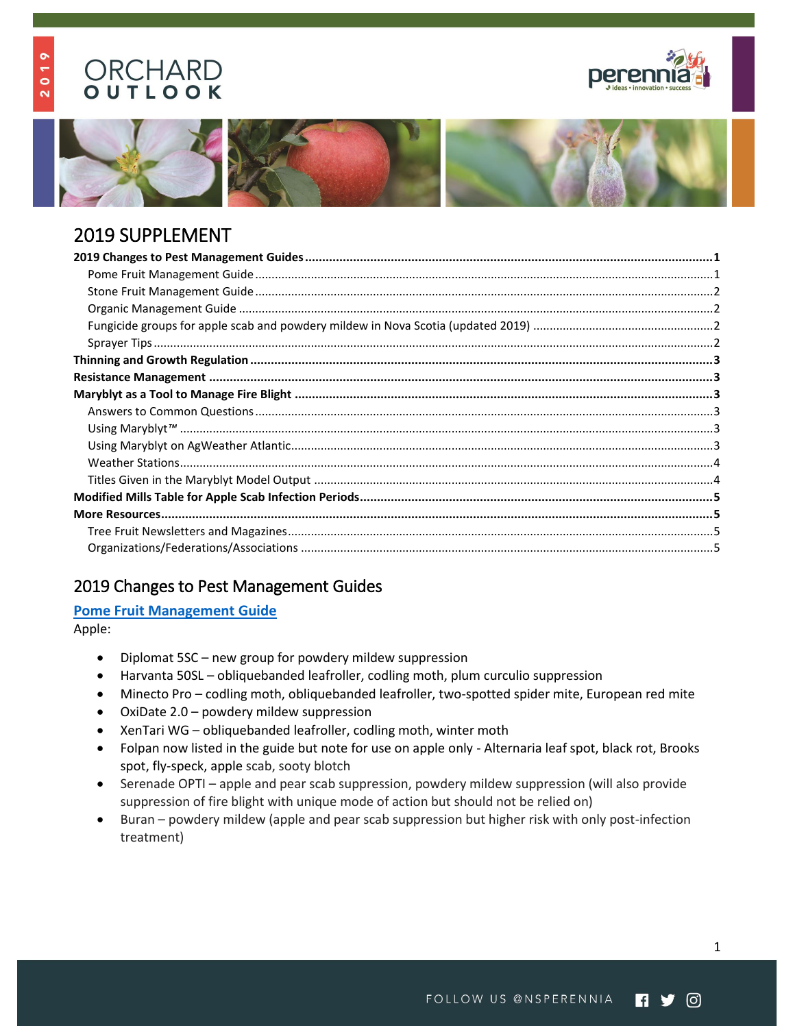# ORCHARD OUTLOOK

2019

## 2019 SUPPLEMENT

**2019 Changes to Pest Management Guides** ............ 1
- Pome Fruit Management Guide ............ 1
- Stone Fruit Management Guide ............ 2
- Organic Management Guide ............ 2
- Fungicide groups for apple scab and powdery mildew in Nova Scotia (updated 2019) ............ 2
- Sprayer Tips ............ 2

**Thinning and Growth Regulation** ............ 3
**Resistance Management** ............ 3
**Maryblyt as a Tool to Manage Fire Blight** ............ 3
- Answers to Common Questions ............ 3
- Using Maryblyt™ ............ 3
- Using Maryblyt on AgWeather Atlantic ............ 3
- Weather Stations ............ 4
- Titles Given in the Maryblyt Model Output ............ 4

**Modified Mills Table for Apple Scab Infection Periods** ............ 5
**More Resources** ............ 5
- Tree Fruit Newsletters and Magazines ............ 5
- Organizations/Federations/Associations ............ 5

## 2019 Changes to Pest Management Guides

### Pome Fruit Management Guide

Apple:

- Diplomat 5SC – new group for powdery mildew suppression
- Harvanta 50SL – obliquebanded leafroller, codling moth, plum curculio suppression
- Minecto Pro – codling moth, obliquebanded leafroller, two-spotted spider mite, European red mite
- OxiDate 2.0 – powdery mildew suppression
- XenTari WG – obliquebanded leafroller, codling moth, winter moth
- Folpan now listed in the guide but note for use on apple only - Alternaria leaf spot, black rot, Brooks spot, fly-speck, apple scab, sooty blotch
- Serenade OPTI – apple and pear scab suppression, powdery mildew suppression (will also provide suppression of fire blight with unique mode of action but should not be relied on)
- Buran – powdery mildew (apple and pear scab suppression but higher risk with only post-infection treatment)

FOLLOW US @NSPERENNIA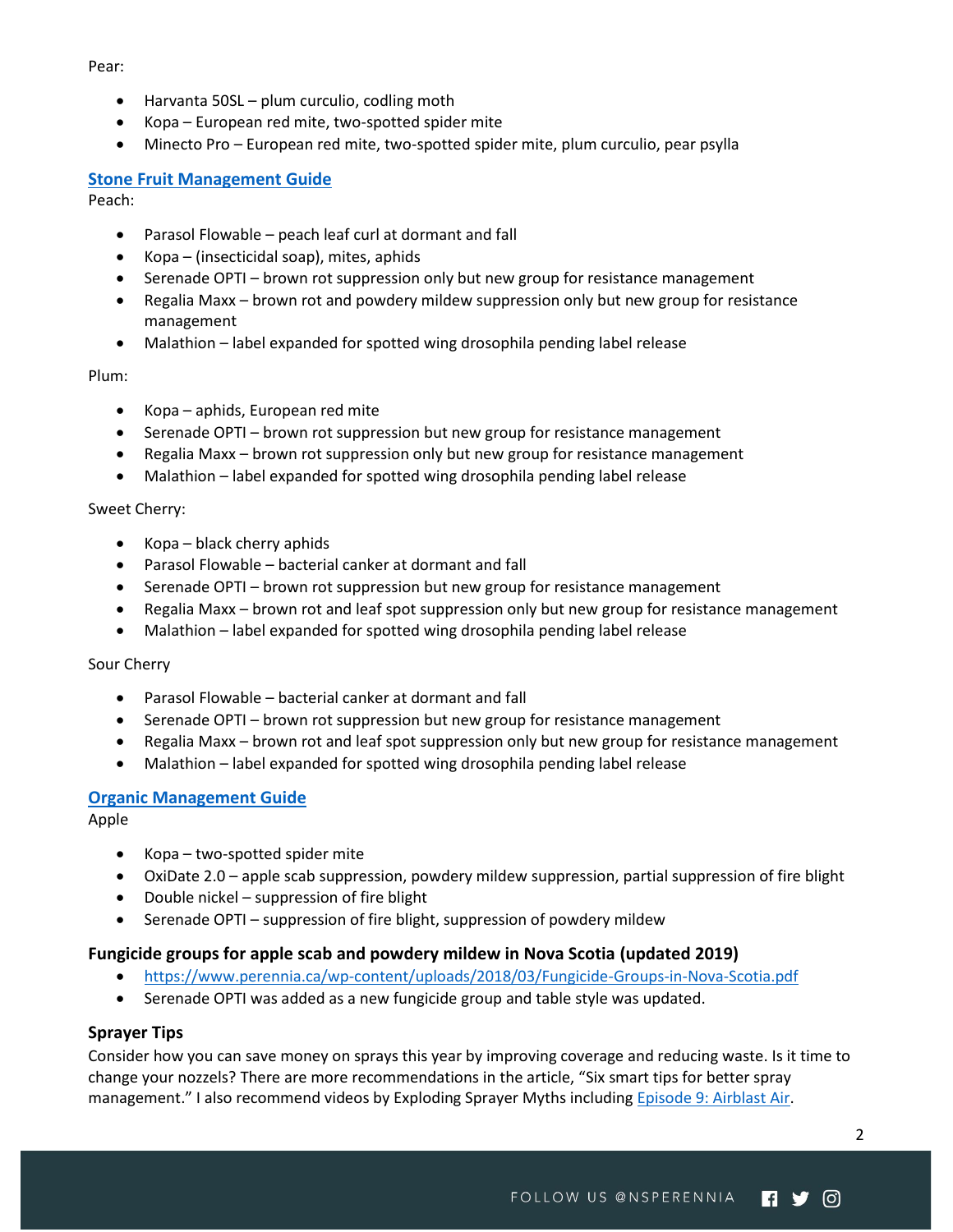Pear:

- Harvanta 50SL – plum curculio, codling moth
- Kopa – European red mite, two-spotted spider mite
- Minecto Pro – European red mite, two-spotted spider mite, plum curculio, pear psylla

### Stone Fruit Management Guide

Peach:

- Parasol Flowable – peach leaf curl at dormant and fall
- Kopa – (insecticidal soap), mites, aphids
- Serenade OPTI – brown rot suppression only but new group for resistance management
- Regalia Maxx – brown rot and powdery mildew suppression only but new group for resistance management
- Malathion – label expanded for spotted wing drosophila pending label release

Plum:

- Kopa – aphids, European red mite
- Serenade OPTI – brown rot suppression but new group for resistance management
- Regalia Maxx – brown rot suppression only but new group for resistance management
- Malathion – label expanded for spotted wing drosophila pending label release

Sweet Cherry:

- Kopa – black cherry aphids
- Parasol Flowable – bacterial canker at dormant and fall
- Serenade OPTI – brown rot suppression but new group for resistance management
- Regalia Maxx – brown rot and leaf spot suppression only but new group for resistance management
- Malathion – label expanded for spotted wing drosophila pending label release

Sour Cherry

- Parasol Flowable – bacterial canker at dormant and fall
- Serenade OPTI – brown rot suppression but new group for resistance management
- Regalia Maxx – brown rot and leaf spot suppression only but new group for resistance management
- Malathion – label expanded for spotted wing drosophila pending label release

### Organic Management Guide

Apple

- Kopa – two-spotted spider mite
- OxiDate 2.0 – apple scab suppression, powdery mildew suppression, partial suppression of fire blight
- Double nickel – suppression of fire blight
- Serenade OPTI – suppression of fire blight, suppression of powdery mildew

### Fungicide groups for apple scab and powdery mildew in Nova Scotia (updated 2019)

- https://www.perennia.ca/wp-content/uploads/2018/03/Fungicide-Groups-in-Nova-Scotia.pdf
- Serenade OPTI was added as a new fungicide group and table style was updated.

### Sprayer Tips

Consider how you can save money on sprays this year by improving coverage and reducing waste. Is it time to change your nozzels? There are more recommendations in the article, "Six smart tips for better spray management." I also recommend videos by Exploding Sprayer Myths including Episode 9: Airblast Air.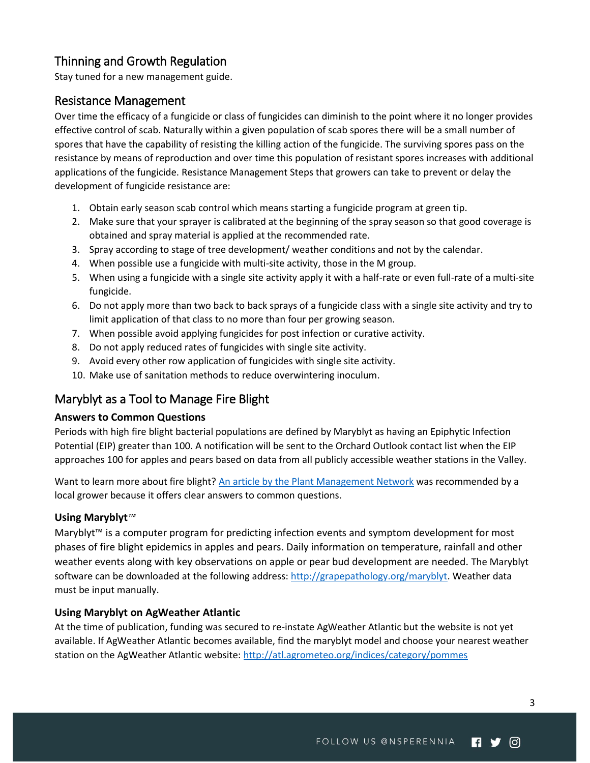## Thinning and Growth Regulation

Stay tuned for a new management guide.

## Resistance Management

Over time the efficacy of a fungicide or class of fungicides can diminish to the point where it no longer provides effective control of scab. Naturally within a given population of scab spores there will be a small number of spores that have the capability of resisting the killing action of the fungicide. The surviving spores pass on the resistance by means of reproduction and over time this population of resistant spores increases with additional applications of the fungicide. Resistance Management Steps that growers can take to prevent or delay the development of fungicide resistance are:

1. Obtain early season scab control which means starting a fungicide program at green tip.
2. Make sure that your sprayer is calibrated at the beginning of the spray season so that good coverage is obtained and spray material is applied at the recommended rate.
3. Spray according to stage of tree development/ weather conditions and not by the calendar.
4. When possible use a fungicide with multi-site activity, those in the M group.
5. When using a fungicide with a single site activity apply it with a half-rate or even full-rate of a multi-site fungicide.
6. Do not apply more than two back to back sprays of a fungicide class with a single site activity and try to limit application of that class to no more than four per growing season.
7. When possible avoid applying fungicides for post infection or curative activity.
8. Do not apply reduced rates of fungicides with single site activity.
9. Avoid every other row application of fungicides with single site activity.
10. Make use of sanitation methods to reduce overwintering inoculum.

## Maryblyt as a Tool to Manage Fire Blight

**Answers to Common Questions**

Periods with high fire blight bacterial populations are defined by Maryblyt as having an Epiphytic Infection Potential (EIP) greater than 100. A notification will be sent to the Orchard Outlook contact list when the EIP approaches 100 for apples and pears based on data from all publicly accessible weather stations in the Valley.

Want to learn more about fire blight? An article by the Plant Management Network was recommended by a local grower because it offers clear answers to common questions.

**Using Maryblyt™**

Maryblyt™ is a computer program for predicting infection events and symptom development for most phases of fire blight epidemics in apples and pears. Daily information on temperature, rainfall and other weather events along with key observations on apple or pear bud development are needed. The Maryblyt software can be downloaded at the following address: http://grapepathology.org/maryblyt. Weather data must be input manually.

**Using Maryblyt on AgWeather Atlantic**

At the time of publication, funding was secured to re-instate AgWeather Atlantic but the website is not yet available. If AgWeather Atlantic becomes available, find the maryblyt model and choose your nearest weather station on the AgWeather Atlantic website: http://atl.agrometeo.org/indices/category/pommes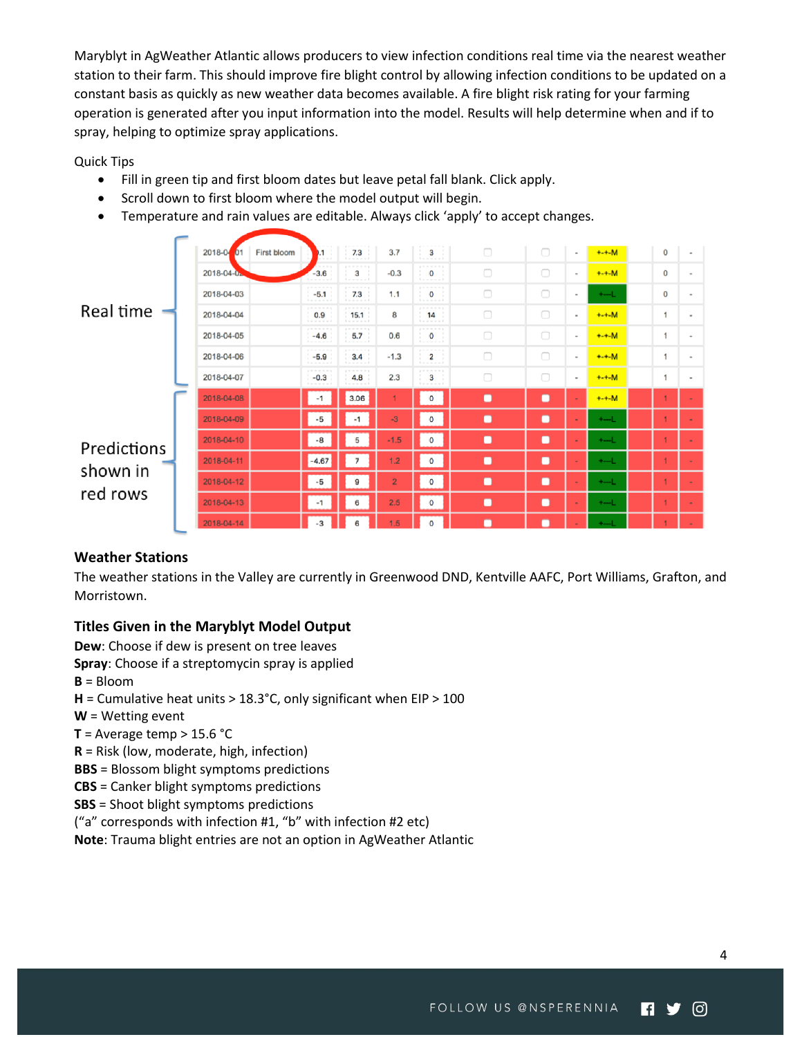Marybylt in AgWeather Atlantic allows producers to view infection conditions real time via the nearest weather station to their farm. This should improve fire blight control by allowing infection conditions to be updated on a constant basis as quickly as new weather data becomes available. A fire blight risk rating for your farming operation is generated after you input information into the model. Results will help determine when and if to spray, helping to optimize spray applications.

Quick Tips

- Fill in green tip and first bloom dates but leave petal fall blank. Click apply.
- Scroll down to first bloom where the model output will begin.
- Temperature and rain values are editable. Always click 'apply' to accept changes.

Real time

| | | | | | | | | | | | | |
|---|---|---|---|---|---|---|---|---|---|---|---|---|
| 2018-04-01 | First bloom | .1 | 7.3 | 3.7 | 3 | | | - | +-+-M | | 0 | - |
| 2018-04-02 | | -3.6 | 3 | -0.3 | 0 | | | - | +-+-M | | 0 | - |
| 2018-04-03 | | -5.1 | 7.3 | 1.1 | 0 | | | - | +---L | | 0 | - |
| 2018-04-04 | | 0.9 | 15.1 | 8 | 14 | | | - | +-+-M | | 1 | - |
| 2018-04-05 | | -4.6 | 5.7 | 0.6 | 0 | | | - | +-+-M | | 1 | - |
| 2018-04-06 | | -5.9 | 3.4 | -1.3 | 2 | | | - | +-+-M | | 1 | - |
| 2018-04-07 | | -0.3 | 4.8 | 2.3 | 3 | | | - | +-+-M | | 1 | - |
| 2018-04-08 | | -1 | 3.06 | 1 | 0 | | | - | +-+-M | | 1 | - |
| 2018-04-09 | | -5 | -1 | -3 | 0 | | | - | +---L | | 1 | - |
| 2018-04-10 | | -8 | 5 | -1.5 | 0 | | | - | +---L | | 1 | - |
| 2018-04-11 | | -4.67 | 7 | 1.2 | 0 | | | - | +---L | | 1 | - |
| 2018-04-12 | | -5 | 9 | 2 | 0 | | | - | +---L | | 1 | - |
| 2018-04-13 | | -1 | 6 | 2.5 | 0 | | | - | +---L | | 1 | - |
| 2018-04-14 | | -3 | 6 | 1.5 | 0 | | | - | +---L | | 1 | - |

Predictions shown in red rows (2018-04-08 to 2018-04-14)

### Weather Stations

The weather stations in the Valley are currently in Greenwood DND, Kentville AAFC, Port Williams, Grafton, and Morristown.

### Titles Given in the Maryblyt Model Output

**Dew**: Choose if dew is present on tree leaves
**Spray**: Choose if a streptomycin spray is applied
**B** = Bloom
**H** = Cumulative heat units > 18.3°C, only significant when EIP > 100
**W** = Wetting event
**T** = Average temp > 15.6 °C
**R** = Risk (low, moderate, high, infection)
**BBS** = Blossom blight symptoms predictions
**CBS** = Canker blight symptoms predictions
**SBS** = Shoot blight symptoms predictions
("a" corresponds with infection #1, "b" with infection #2 etc)
**Note**: Trauma blight entries are not an option in AgWeather Atlantic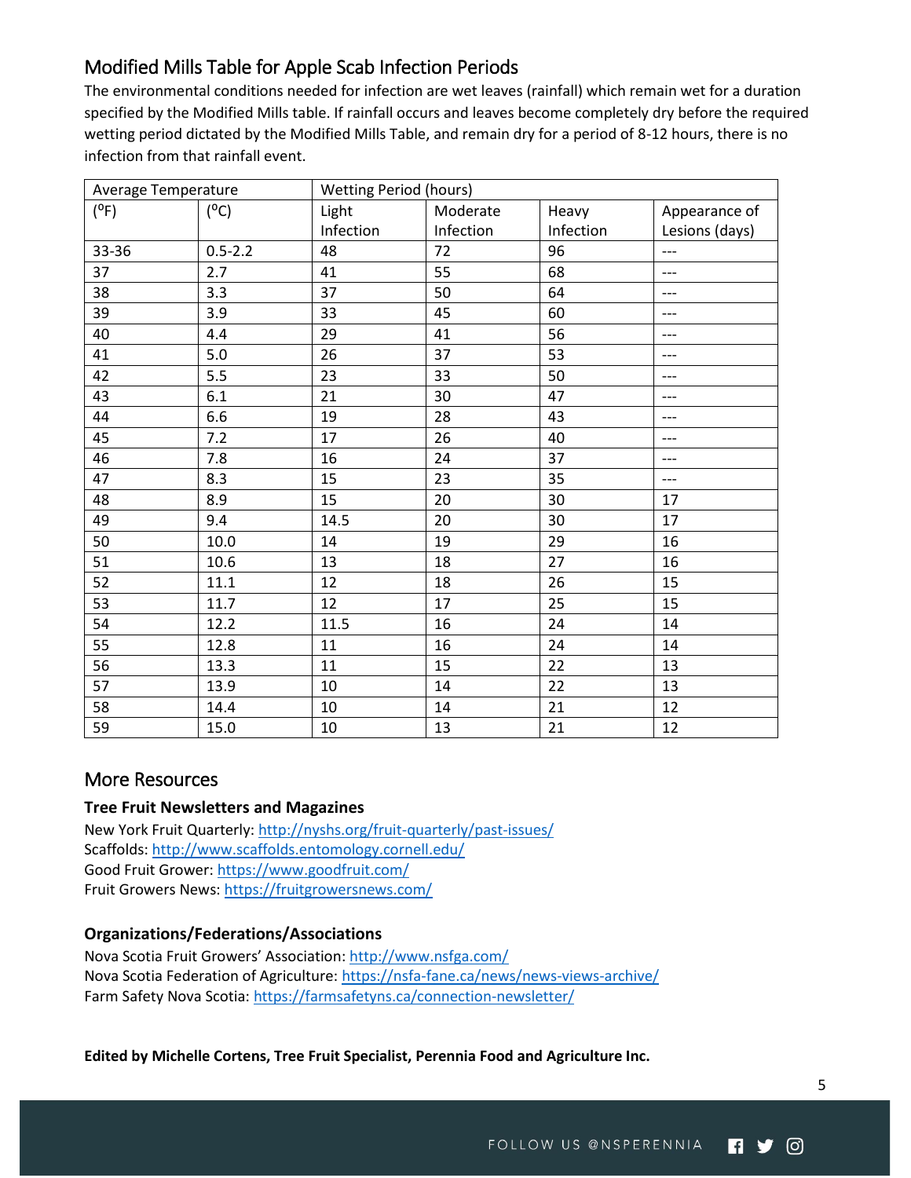## Modified Mills Table for Apple Scab Infection Periods

The environmental conditions needed for infection are wet leaves (rainfall) which remain wet for a duration specified by the Modified Mills table. If rainfall occurs and leaves become completely dry before the required wetting period dictated by the Modified Mills Table, and remain dry for a period of 8-12 hours, there is no infection from that rainfall event.

| Average Temperature | | Wetting Period (hours) | | | |
|---|---|---|---|---|---|
| (ºF) | (ºC) | Light Infection | Moderate Infection | Heavy Infection | Appearance of Lesions (days) |
| 33-36 | 0.5-2.2 | 48 | 72 | 96 | --- |
| 37 | 2.7 | 41 | 55 | 68 | --- |
| 38 | 3.3 | 37 | 50 | 64 | --- |
| 39 | 3.9 | 33 | 45 | 60 | --- |
| 40 | 4.4 | 29 | 41 | 56 | --- |
| 41 | 5.0 | 26 | 37 | 53 | --- |
| 42 | 5.5 | 23 | 33 | 50 | --- |
| 43 | 6.1 | 21 | 30 | 47 | --- |
| 44 | 6.6 | 19 | 28 | 43 | --- |
| 45 | 7.2 | 17 | 26 | 40 | --- |
| 46 | 7.8 | 16 | 24 | 37 | --- |
| 47 | 8.3 | 15 | 23 | 35 | --- |
| 48 | 8.9 | 15 | 20 | 30 | 17 |
| 49 | 9.4 | 14.5 | 20 | 30 | 17 |
| 50 | 10.0 | 14 | 19 | 29 | 16 |
| 51 | 10.6 | 13 | 18 | 27 | 16 |
| 52 | 11.1 | 12 | 18 | 26 | 15 |
| 53 | 11.7 | 12 | 17 | 25 | 15 |
| 54 | 12.2 | 11.5 | 16 | 24 | 14 |
| 55 | 12.8 | 11 | 16 | 24 | 14 |
| 56 | 13.3 | 11 | 15 | 22 | 13 |
| 57 | 13.9 | 10 | 14 | 22 | 13 |
| 58 | 14.4 | 10 | 14 | 21 | 12 |
| 59 | 15.0 | 10 | 13 | 21 | 12 |

## More Resources

### Tree Fruit Newsletters and Magazines

New York Fruit Quarterly: http://nyshs.org/fruit-quarterly/past-issues/
Scaffolds: http://www.scaffolds.entomology.cornell.edu/
Good Fruit Grower: https://www.goodfruit.com/
Fruit Growers News: https://fruitgrowersnews.com/

### Organizations/Federations/Associations

Nova Scotia Fruit Growers' Association: http://www.nsfga.com/
Nova Scotia Federation of Agriculture: https://nsfa-fane.ca/news/news-views-archive/
Farm Safety Nova Scotia: https://farmsafetyns.ca/connection-newsletter/

**Edited by Michelle Cortens, Tree Fruit Specialist, Perennia Food and Agriculture Inc.**